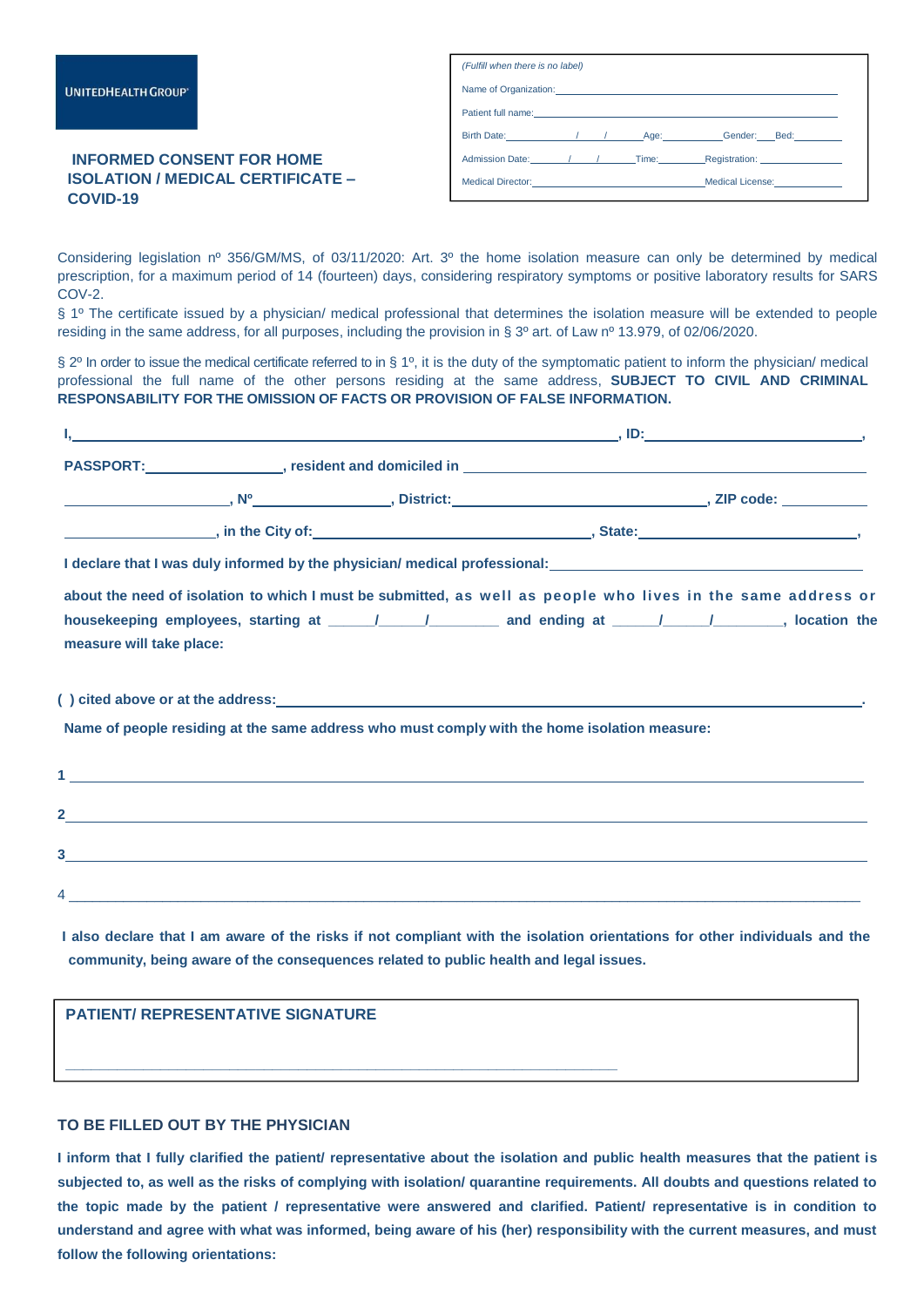UNITEDHEALTH GROUP®

## INFORMED CONSENT FOR HOME ISOLATION / MEDICAL CERTIFICATE – COVID-19

*(Fulfill when there is no label)*

Name of Organization: ______________________________

Patient full name: ______________________________

Birth Date: ____/____/____ Age: ________ Gender: ____ Bed: ________

Admission Date: ____/____/____ Time: ________ Registration: ____________

Medical Director: ______________________________ Medical License: ____________

Considering legislation nº 356/GM/MS, of 03/11/2020: Art. 3º the home isolation measure can only be determined by medical prescription, for a maximum period of 14 (fourteen) days, considering respiratory symptoms or positive laboratory results for SARS COV-2.

§ 1º The certificate issued by a physician/ medical professional that determines the isolation measure will be extended to people residing in the same address, for all purposes, including the provision in § 3º art. of Law nº 13.979, of 02/06/2020.

§ 2º In order to issue the medical certificate referred to in § 1º, it is the duty of the symptomatic patient to inform the physician/ medical professional the full name of the other persons residing at the same address, **SUBJECT TO CIVIL AND CRIMINAL RESPONSABILITY FOR THE OMISSION OF FACTS OR PROVISION OF FALSE INFORMATION.**

**I,** ______________________________________________, **ID:** ____________________,

**PASSPORT:** ______________, **resident and domiciled in** ______________________________

______________, **Nº** ______________, **District:** ______________________, **ZIP code:** __________

______________, **in the City of:** ______________________, **State:** ______________________,

**I declare that I was duly informed by the physician/ medical professional:** ______________________________

**about the need of isolation to which I must be submitted, as well as people who lives in the same address or housekeeping employees, starting at ____/____/______ and ending at ____/____/______, location the measure will take place:**

**( ) cited above or at the address:** ______________________________________________.

**Name of people residing at the same address who must comply with the home isolation measure:**

1 ______________________________________________

2 ______________________________________________

3 ______________________________________________

4 ______________________________________________

**I also declare that I am aware of the risks if not compliant with the isolation orientations for other individuals and the community, being aware of the consequences related to public health and legal issues.**

**PATIENT/ REPRESENTATIVE SIGNATURE**

______________________________________________

### TO BE FILLED OUT BY THE PHYSICIAN

**I inform that I fully clarified the patient/ representative about the isolation and public health measures that the patient is subjected to, as well as the risks of complying with isolation/ quarantine requirements. All doubts and questions related to the topic made by the patient / representative were answered and clarified. Patient/ representative is in condition to understand and agree with what was informed, being aware of his (her) responsibility with the current measures, and must follow the following orientations:**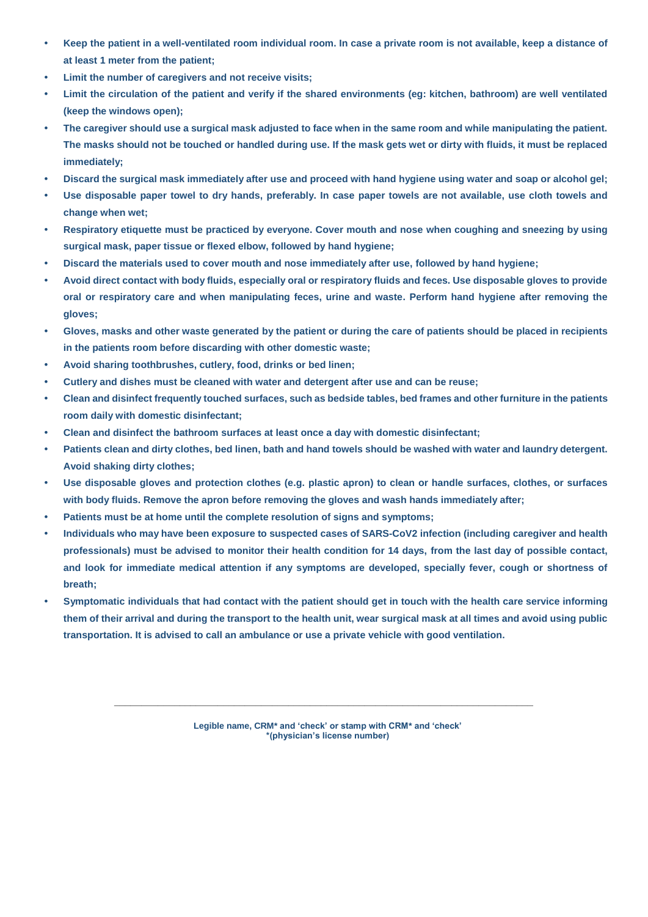- **Keep the patient in a well-ventilated room individual room. In case a private room is not available, keep a distance of at least 1 meter from the patient;**
- **Limit the number of caregivers and not receive visits;**
- **Limit the circulation of the patient and verify if the shared environments (eg: kitchen, bathroom) are well ventilated (keep the windows open);**
- **The caregiver should use a surgical mask adjusted to face when in the same room and while manipulating the patient. The masks should not be touched or handled during use. If the mask gets wet or dirty with fluids, it must be replaced immediately;**
- **Discard the surgical mask immediately after use and proceed with hand hygiene using water and soap or alcohol gel;**
- **Use disposable paper towel to dry hands, preferably. In case paper towels are not available, use cloth towels and change when wet;**
- **Respiratory etiquette must be practiced by everyone. Cover mouth and nose when coughing and sneezing by using surgical mask, paper tissue or flexed elbow, followed by hand hygiene;**
- **Discard the materials used to cover mouth and nose immediately after use, followed by hand hygiene;**
- **Avoid direct contact with body fluids, especially oral or respiratory fluids and feces. Use disposable gloves to provide oral or respiratory care and when manipulating feces, urine and waste. Perform hand hygiene after removing the gloves;**
- **Gloves, masks and other waste generated by the patient or during the care of patients should be placed in recipients in the patients room before discarding with other domestic waste;**
- **Avoid sharing toothbrushes, cutlery, food, drinks or bed linen;**
- **Cutlery and dishes must be cleaned with water and detergent after use and can be reuse;**
- **Clean and disinfect frequently touched surfaces, such as bedside tables, bed frames and other furniture in the patients room daily with domestic disinfectant;**
- **Clean and disinfect the bathroom surfaces at least once a day with domestic disinfectant;**
- **Patients clean and dirty clothes, bed linen, bath and hand towels should be washed with water and laundry detergent. Avoid shaking dirty clothes;**
- **Use disposable gloves and protection clothes (e.g. plastic apron) to clean or handle surfaces, clothes, or surfaces with body fluids. Remove the apron before removing the gloves and wash hands immediately after;**
- **Patients must be at home until the complete resolution of signs and symptoms;**
- **Individuals who may have been exposure to suspected cases of SARS-CoV2 infection (including caregiver and health professionals) must be advised to monitor their health condition for 14 days, from the last day of possible contact, and look for immediate medical attention if any symptoms are developed, specially fever, cough or shortness of breath;**
- **Symptomatic individuals that had contact with the patient should get in touch with the health care service informing them of their arrival and during the transport to the health unit, wear surgical mask at all times and avoid using public transportation. It is advised to call an ambulance or use a private vehicle with good ventilation.**

\_\_\_\_\_\_\_\_\_\_\_\_\_\_\_\_\_\_\_\_\_\_\_\_\_\_\_\_\_\_\_\_\_\_\_\_\_\_\_\_\_\_\_\_\_\_\_\_\_\_\_\_\_\_\_\_\_\_\_\_

**Legible name, CRM* and 'check' or stamp with CRM* and 'check'**
**\*(physician's license number)**